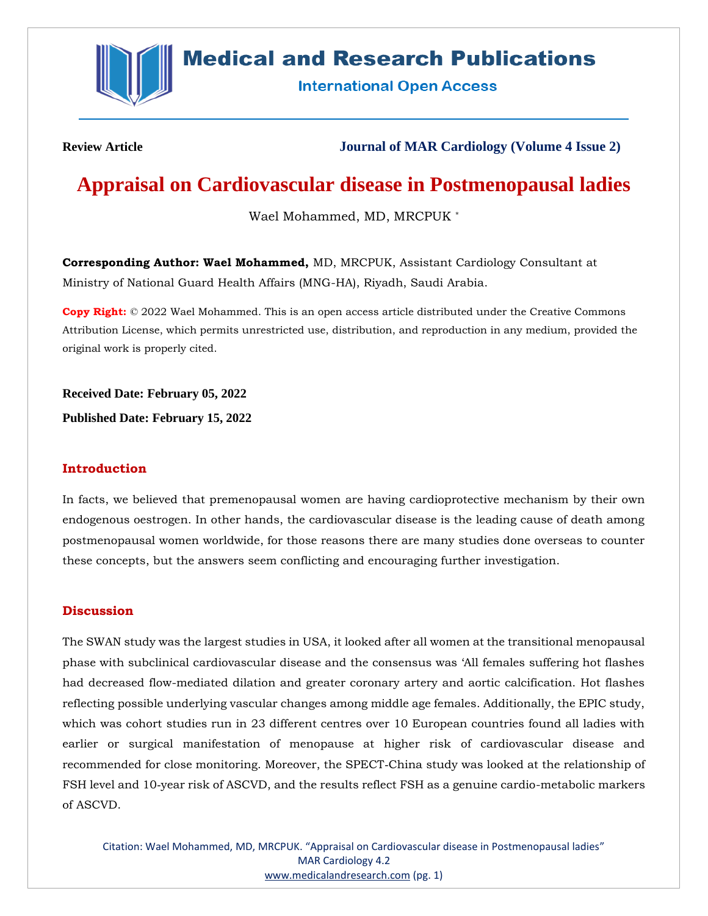Review Article

# Appraisal on Cardiovascular disease in Postmenopausal ladies

Wael Mohammed, MD, MRCPUK *

**Corresponding Author: Wael Mohammed,** MD, MRCPUK, Assistant Cardiology Consultant at Ministry of National Guard Health Affairs (MNG-HA), Riyadh, Saudi Arabia.

**Copy Right:** © 2022 Wael Mohammed. This is an open access article distributed under the Creative Commons Attribution License, which permits unrestricted use, distribution, and reproduction in any medium, provided the original work is properly cited.

**Received Date: February 05, 2022**

**Published Date: February 15, 2022**

## Introduction

In facts, we believed that premenopausal women are having cardioprotective mechanism by their own endogenous oestrogen. In other hands, the cardiovascular disease is the leading cause of death among postmenopausal women worldwide, for those reasons there are many studies done overseas to counter these concepts, but the answers seem conflicting and encouraging further investigation.

## Discussion

The SWAN study was the largest studies in USA, it looked after all women at the transitional menopausal phase with subclinical cardiovascular disease and the consensus was 'All females suffering hot flashes had decreased flow-mediated dilation and greater coronary artery and aortic calcification. Hot flashes reflecting possible underlying vascular changes among middle age females. Additionally, the EPIC study, which was cohort studies run in 23 different centres over 10 European countries found all ladies with earlier or surgical manifestation of menopause at higher risk of cardiovascular disease and recommended for close monitoring. Moreover, the SPECT-China study was looked at the relationship of FSH level and 10-year risk of ASCVD, and the results reflect FSH as a genuine cardio-metabolic markers of ASCVD.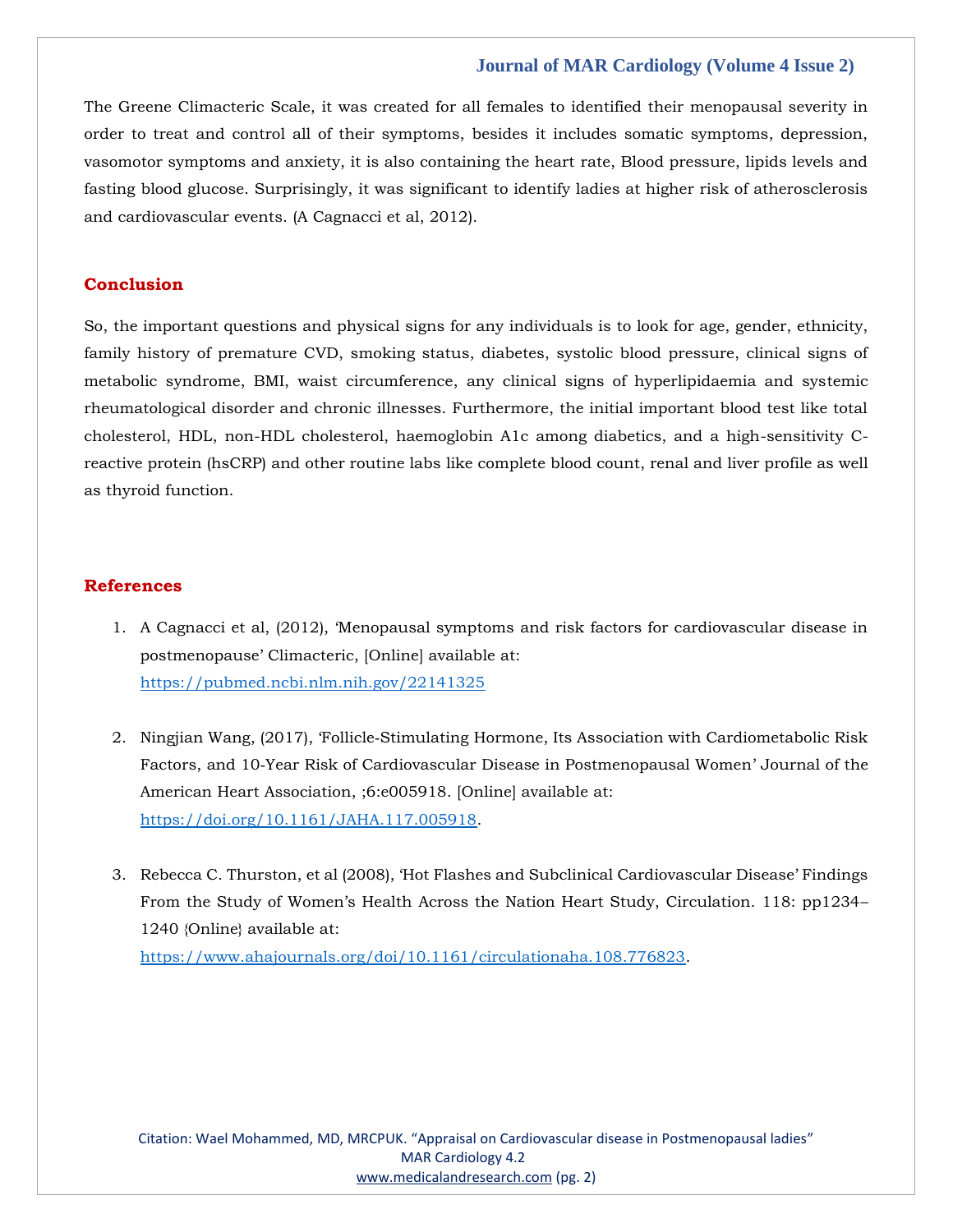The Greene Climacteric Scale, it was created for all females to identified their menopausal severity in order to treat and control all of their symptoms, besides it includes somatic symptoms, depression, vasomotor symptoms and anxiety, it is also containing the heart rate, Blood pressure, lipids levels and fasting blood glucose. Surprisingly, it was significant to identify ladies at higher risk of atherosclerosis and cardiovascular events. (A Cagnacci et al, 2012).

## Conclusion

So, the important questions and physical signs for any individuals is to look for age, gender, ethnicity, family history of premature CVD, smoking status, diabetes, systolic blood pressure, clinical signs of metabolic syndrome, BMI, waist circumference, any clinical signs of hyperlipidaemia and systemic rheumatological disorder and chronic illnesses. Furthermore, the initial important blood test like total cholesterol, HDL, non-HDL cholesterol, haemoglobin A1c among diabetics, and a high-sensitivity C-reactive protein (hsCRP) and other routine labs like complete blood count, renal and liver profile as well as thyroid function.

## References

1. A Cagnacci et al, (2012), 'Menopausal symptoms and risk factors for cardiovascular disease in postmenopause' Climacteric, [Online] available at: https://pubmed.ncbi.nlm.nih.gov/22141325

2. Ningjian Wang, (2017), 'Follicle-Stimulating Hormone, Its Association with Cardiometabolic Risk Factors, and 10-Year Risk of Cardiovascular Disease in Postmenopausal Women' Journal of the American Heart Association, ;6:e005918. [Online] available at: https://doi.org/10.1161/JAHA.117.005918.

3. Rebecca C. Thurston, et al (2008), 'Hot Flashes and Subclinical Cardiovascular Disease' Findings From the Study of Women's Health Across the Nation Heart Study, Circulation. 118: pp1234–1240 {Online} available at: https://www.ahajournals.org/doi/10.1161/circulationaha.108.776823.

Citation: Wael Mohammed, MD, MRCPUK. "Appraisal on Cardiovascular disease in Postmenopausal ladies" MAR Cardiology 4.2